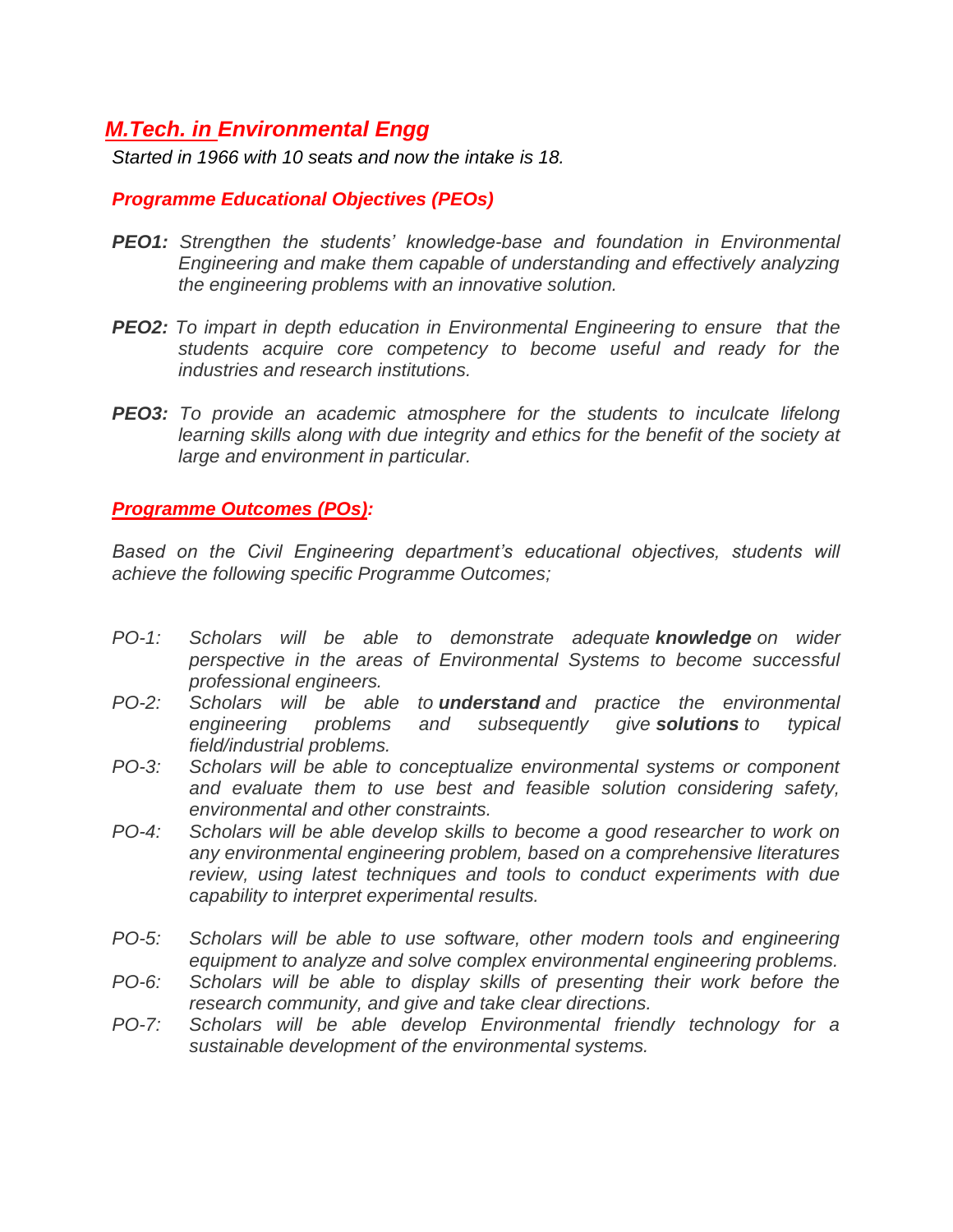# *M.Tech. in Environmental Engg*

*Started in 1966 with 10 seats and now the intake is 18.*

## *Programme Educational Objectives (PEOs)*

***PEO1:*** *Strengthen the students' knowledge-base and foundation in Environmental Engineering and make them capable of understanding and effectively analyzing the engineering problems with an innovative solution.*

***PEO2:*** *To impart in depth education in Environmental Engineering to ensure that the students acquire core competency to become useful and ready for the industries and research institutions.*

***PEO3:*** *To provide an academic atmosphere for the students to inculcate lifelong learning skills along with due integrity and ethics for the benefit of the society at large and environment in particular.*

## *Programme Outcomes (POs):*

*Based on the Civil Engineering department's educational objectives, students will achieve the following specific Programme Outcomes;*

*PO-1:* *Scholars will be able to demonstrate adequate* ***knowledge*** *on wider perspective in the areas of Environmental Systems to become successful professional engineers.*

*PO-2:* *Scholars will be able to* ***understand*** *and practice the environmental engineering problems and subsequently give* ***solutions*** *to typical field/industrial problems.*

*PO-3:* *Scholars will be able to conceptualize environmental systems or component and evaluate them to use best and feasible solution considering safety, environmental and other constraints.*

*PO-4:* *Scholars will be able develop skills to become a good researcher to work on any environmental engineering problem, based on a comprehensive literatures review, using latest techniques and tools to conduct experiments with due capability to interpret experimental results.*

*PO-5:* *Scholars will be able to use software, other modern tools and engineering equipment to analyze and solve complex environmental engineering problems.*

*PO-6:* *Scholars will be able to display skills of presenting their work before the research community, and give and take clear directions.*

*PO-7:* *Scholars will be able develop Environmental friendly technology for a sustainable development of the environmental systems.*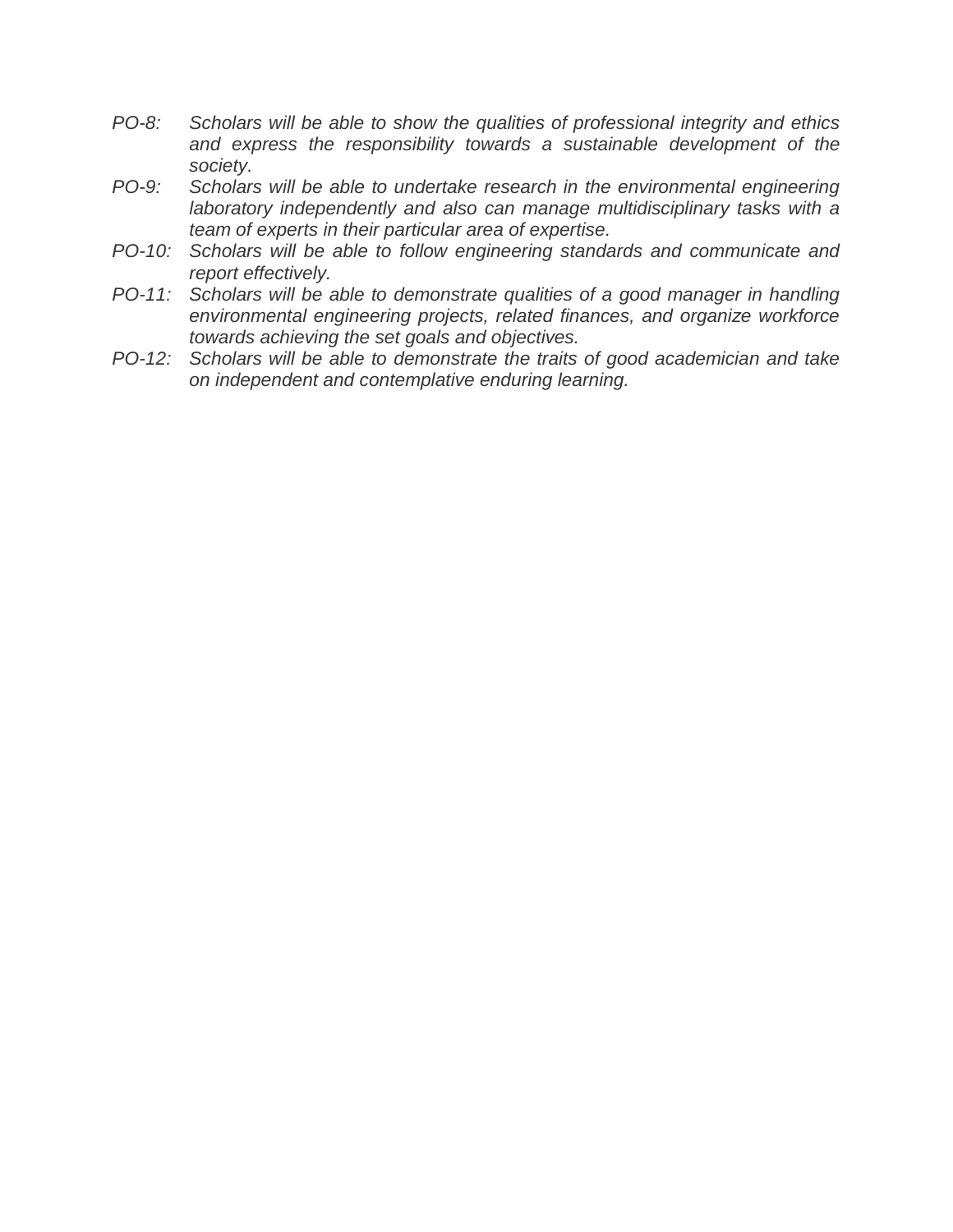*PO-8:* *Scholars will be able to show the qualities of professional integrity and ethics and express the responsibility towards a sustainable development of the society.*

*PO-9:* *Scholars will be able to undertake research in the environmental engineering laboratory independently and also can manage multidisciplinary tasks with a team of experts in their particular area of expertise.*

*PO-10:* *Scholars will be able to follow engineering standards and communicate and report effectively.*

*PO-11:* *Scholars will be able to demonstrate qualities of a good manager in handling environmental engineering projects, related finances, and organize workforce towards achieving the set goals and objectives.*

*PO-12:* *Scholars will be able to demonstrate the traits of good academician and take on independent and contemplative enduring learning.*